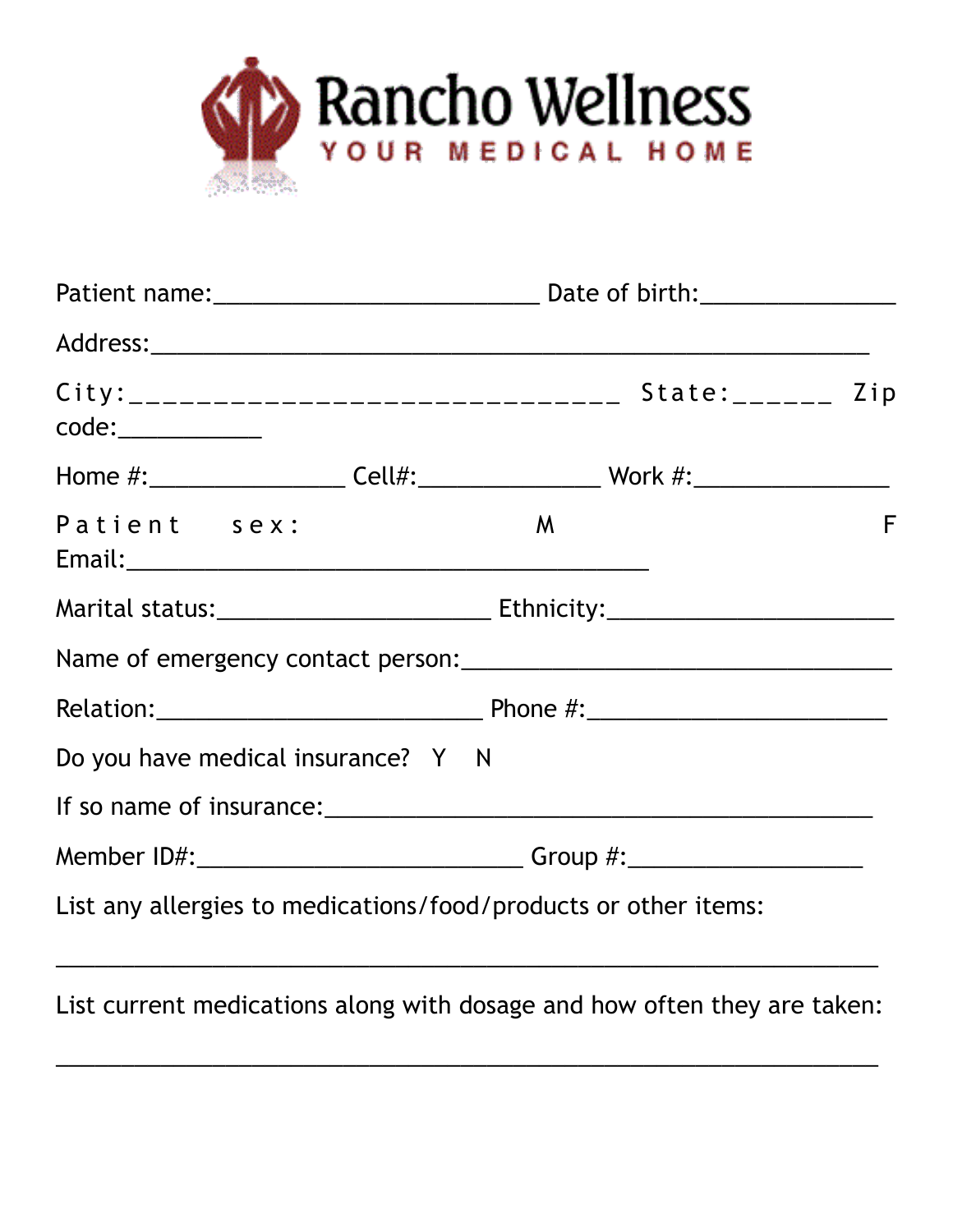# Rancho Wellness

YOUR MEDICAL HOME

Patient name:_________________________ Date of birth:_______________

Address:_______________________________________________________

City:______________________________ State:______ Zip code:___________

Home #:_______________ Cell#:______________ Work #:_______________

Patient sex: M F

Email:_________________________________________

Marital status:_____________________ Ethnicity:______________________

Name of emergency contact person:_________________________________

Relation:_________________________ Phone #:_______________________

Do you have medical insurance? Y N

If so name of insurance:__________________________________________

Member ID#:_________________________ Group #:__________________

List any allergies to medications/food/products or other items:

_______________________________________________________________

List current medications along with dosage and how often they are taken:

_______________________________________________________________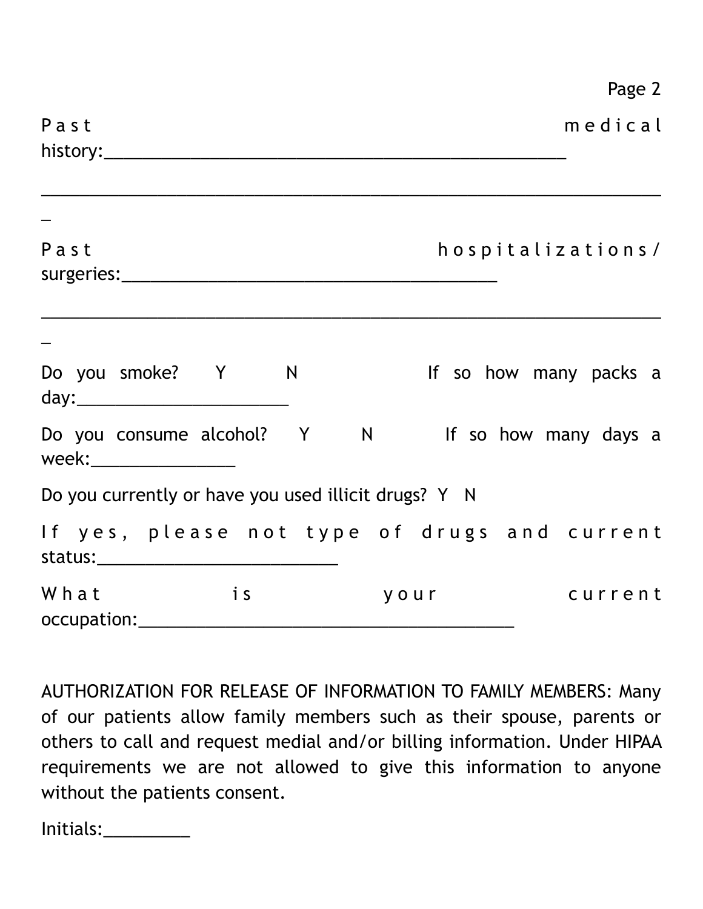Past medical history:_________________________________________________

___________________________________________________________________

Past hospitalizations/surgeries:__________________________________________

___________________________________________________________________

Do you smoke? Y N If so how many packs a day:______________________

Do you consume alcohol? Y N If so how many days a week:_______________

Do you currently or have you used illicit drugs? Y N

If yes, please not type of drugs and current status:_________________________

What is your current occupation:__________________________________________

AUTHORIZATION FOR RELEASE OF INFORMATION TO FAMILY MEMBERS: Many of our patients allow family members such as their spouse, parents or others to call and request medial and/or billing information. Under HIPAA requirements we are not allowed to give this information to anyone without the patients consent.

Initials:_________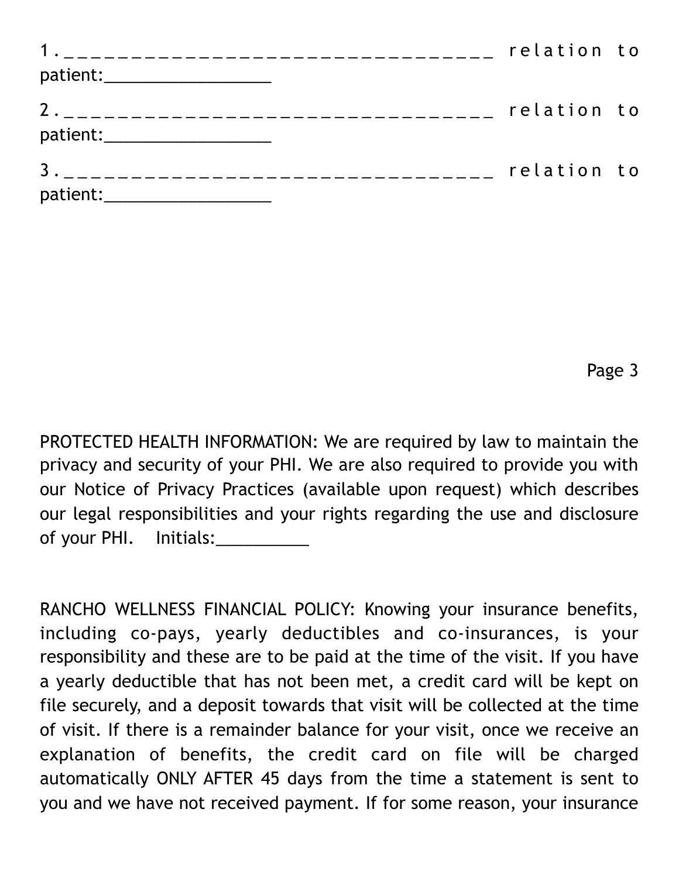1. ___________________________________ relation to patient:_________________

2. ___________________________________ relation to patient:_________________

3. ___________________________________ relation to patient:_________________

PROTECTED HEALTH INFORMATION: We are required by law to maintain the privacy and security of your PHI. We are also required to provide you with our Notice of Privacy Practices (available upon request) which describes our legal responsibilities and your rights regarding the use and disclosure of your PHI. Initials:__________

RANCHO WELLNESS FINANCIAL POLICY: Knowing your insurance benefits, including co-pays, yearly deductibles and co-insurances, is your responsibility and these are to be paid at the time of the visit. If you have a yearly deductible that has not been met, a credit card will be kept on file securely, and a deposit towards that visit will be collected at the time of visit. If there is a remainder balance for your visit, once we receive an explanation of benefits, the credit card on file will be charged automatically ONLY AFTER 45 days from the time a statement is sent to you and we have not received payment. If for some reason, your insurance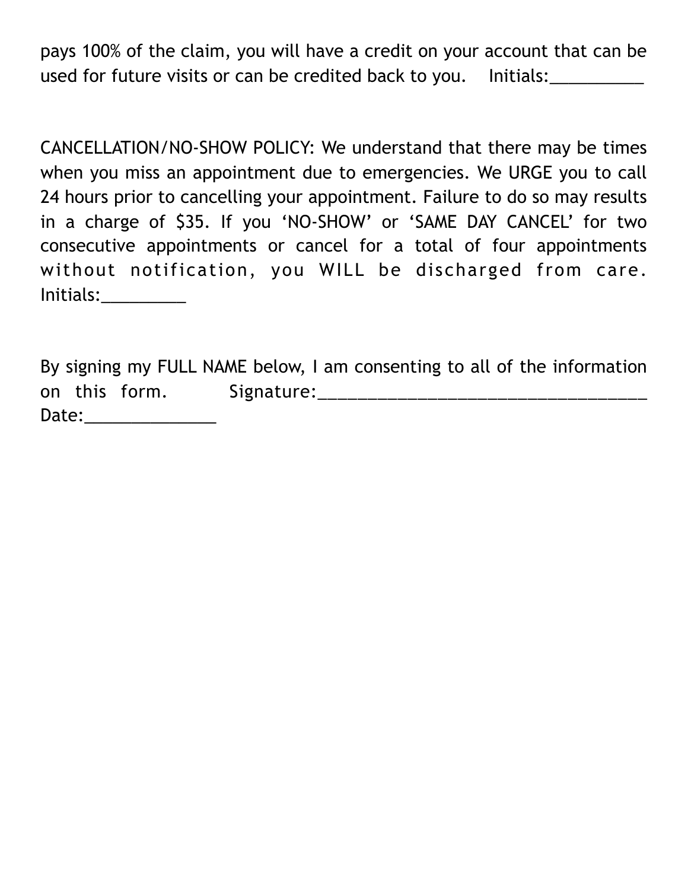pays 100% of the claim, you will have a credit on your account that can be used for future visits or can be credited back to you. Initials:__________

CANCELLATION/NO-SHOW POLICY: We understand that there may be times when you miss an appointment due to emergencies. We URGE you to call 24 hours prior to cancelling your appointment. Failure to do so may results in a charge of $35. If you 'NO-SHOW' or 'SAME DAY CANCEL' for two consecutive appointments or cancel for a total of four appointments without notification, you WILL be discharged from care. Initials:_________

By signing my FULL NAME below, I am consenting to all of the information on this form. Signature:___________________________________ Date:______________